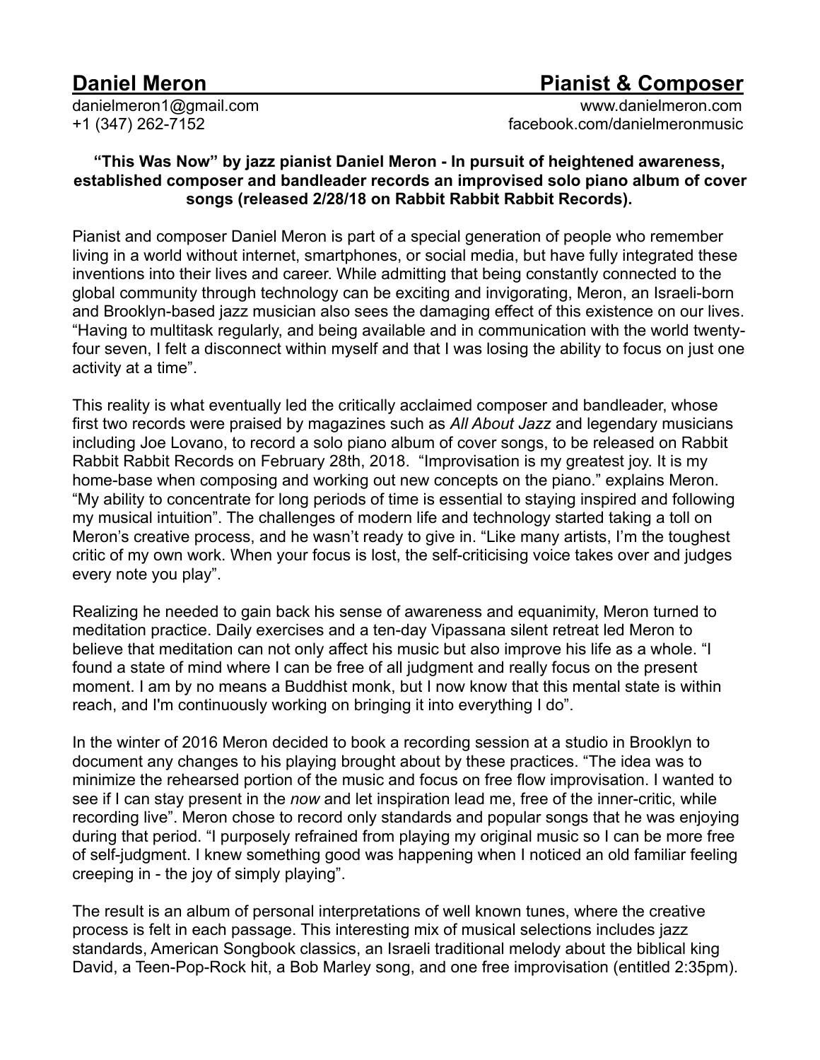# **Daniel Meron** **Pianist & Composer**

danielmeron1@gmail.com
+1 (347) 262-7152

www.danielmeron.com
facebook.com/danielmeronmusic

**“This Was Now” by jazz pianist Daniel Meron - In pursuit of heightened awareness, established composer and bandleader records an improvised solo piano album of cover songs (released 2/28/18 on Rabbit Rabbit Rabbit Records).**

Pianist and composer Daniel Meron is part of a special generation of people who remember living in a world without internet, smartphones, or social media, but have fully integrated these inventions into their lives and career. While admitting that being constantly connected to the global community through technology can be exciting and invigorating, Meron, an Israeli-born and Brooklyn-based jazz musician also sees the damaging effect of this existence on our lives. “Having to multitask regularly, and being available and in communication with the world twenty-four seven, I felt a disconnect within myself and that I was losing the ability to focus on just one activity at a time”.

This reality is what eventually led the critically acclaimed composer and bandleader, whose first two records were praised by magazines such as *All About Jazz* and legendary musicians including Joe Lovano, to record a solo piano album of cover songs, to be released on Rabbit Rabbit Rabbit Records on February 28th, 2018. “Improvisation is my greatest joy. It is my home-base when composing and working out new concepts on the piano.” explains Meron. “My ability to concentrate for long periods of time is essential to staying inspired and following my musical intuition”. The challenges of modern life and technology started taking a toll on Meron’s creative process, and he wasn’t ready to give in. “Like many artists, I’m the toughest critic of my own work. When your focus is lost, the self-criticising voice takes over and judges every note you play”.

Realizing he needed to gain back his sense of awareness and equanimity, Meron turned to meditation practice. Daily exercises and a ten-day Vipassana silent retreat led Meron to believe that meditation can not only affect his music but also improve his life as a whole. “I found a state of mind where I can be free of all judgment and really focus on the present moment. I am by no means a Buddhist monk, but I now know that this mental state is within reach, and I'm continuously working on bringing it into everything I do”.

In the winter of 2016 Meron decided to book a recording session at a studio in Brooklyn to document any changes to his playing brought about by these practices. “The idea was to minimize the rehearsed portion of the music and focus on free flow improvisation. I wanted to see if I can stay present in the *now* and let inspiration lead me, free of the inner-critic, while recording live”. Meron chose to record only standards and popular songs that he was enjoying during that period. “I purposely refrained from playing my original music so I can be more free of self-judgment. I knew something good was happening when I noticed an old familiar feeling creeping in - the joy of simply playing”.

The result is an album of personal interpretations of well known tunes, where the creative process is felt in each passage. This interesting mix of musical selections includes jazz standards, American Songbook classics, an Israeli traditional melody about the biblical king David, a Teen-Pop-Rock hit, a Bob Marley song, and one free improvisation (entitled 2:35pm).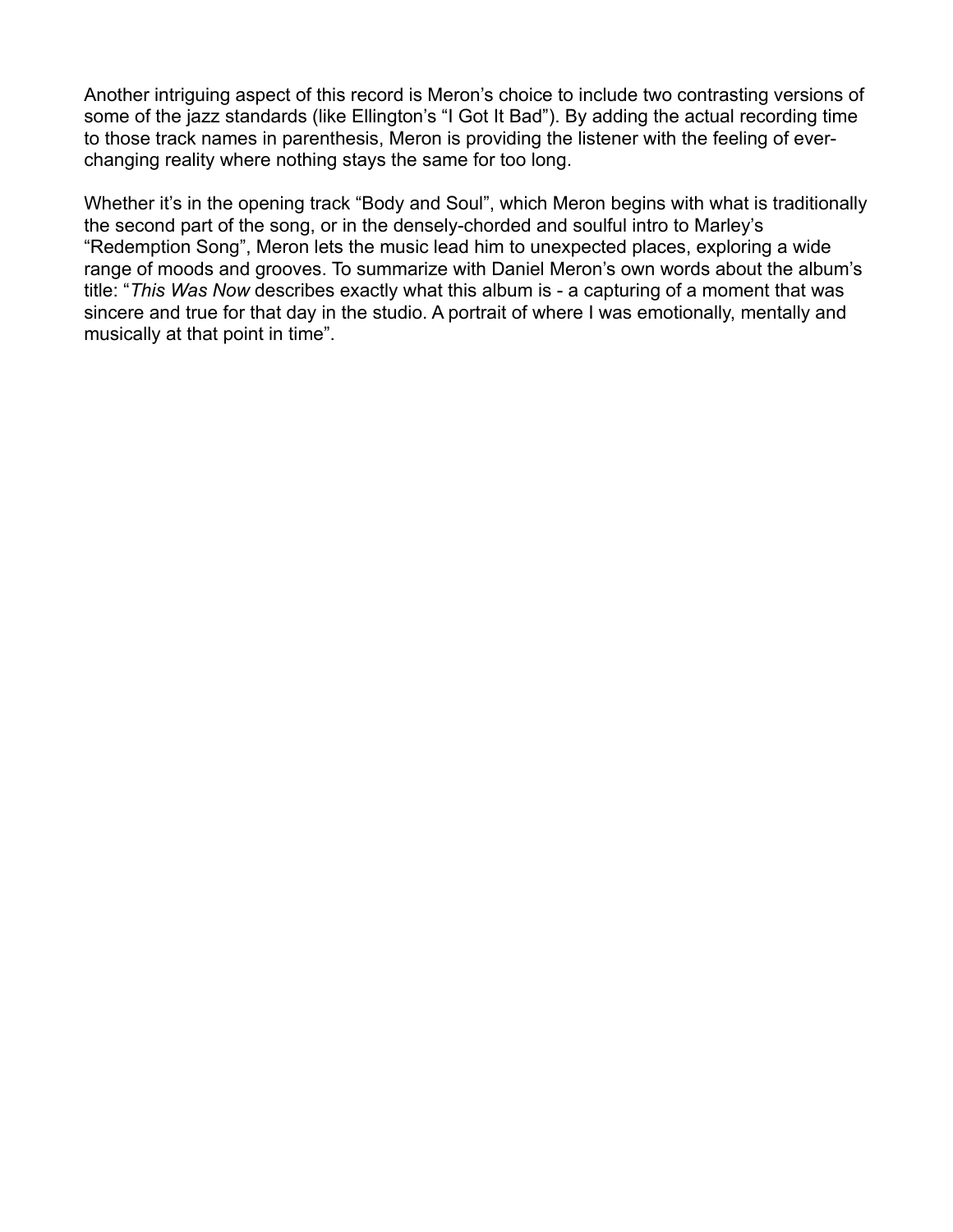Another intriguing aspect of this record is Meron's choice to include two contrasting versions of some of the jazz standards (like Ellington's "I Got It Bad"). By adding the actual recording time to those track names in parenthesis, Meron is providing the listener with the feeling of ever-changing reality where nothing stays the same for too long.

Whether it's in the opening track "Body and Soul", which Meron begins with what is traditionally the second part of the song, or in the densely-chorded and soulful intro to Marley's "Redemption Song", Meron lets the music lead him to unexpected places, exploring a wide range of moods and grooves. To summarize with Daniel Meron's own words about the album's title: "*This Was Now* describes exactly what this album is - a capturing of a moment that was sincere and true for that day in the studio. A portrait of where I was emotionally, mentally and musically at that point in time".